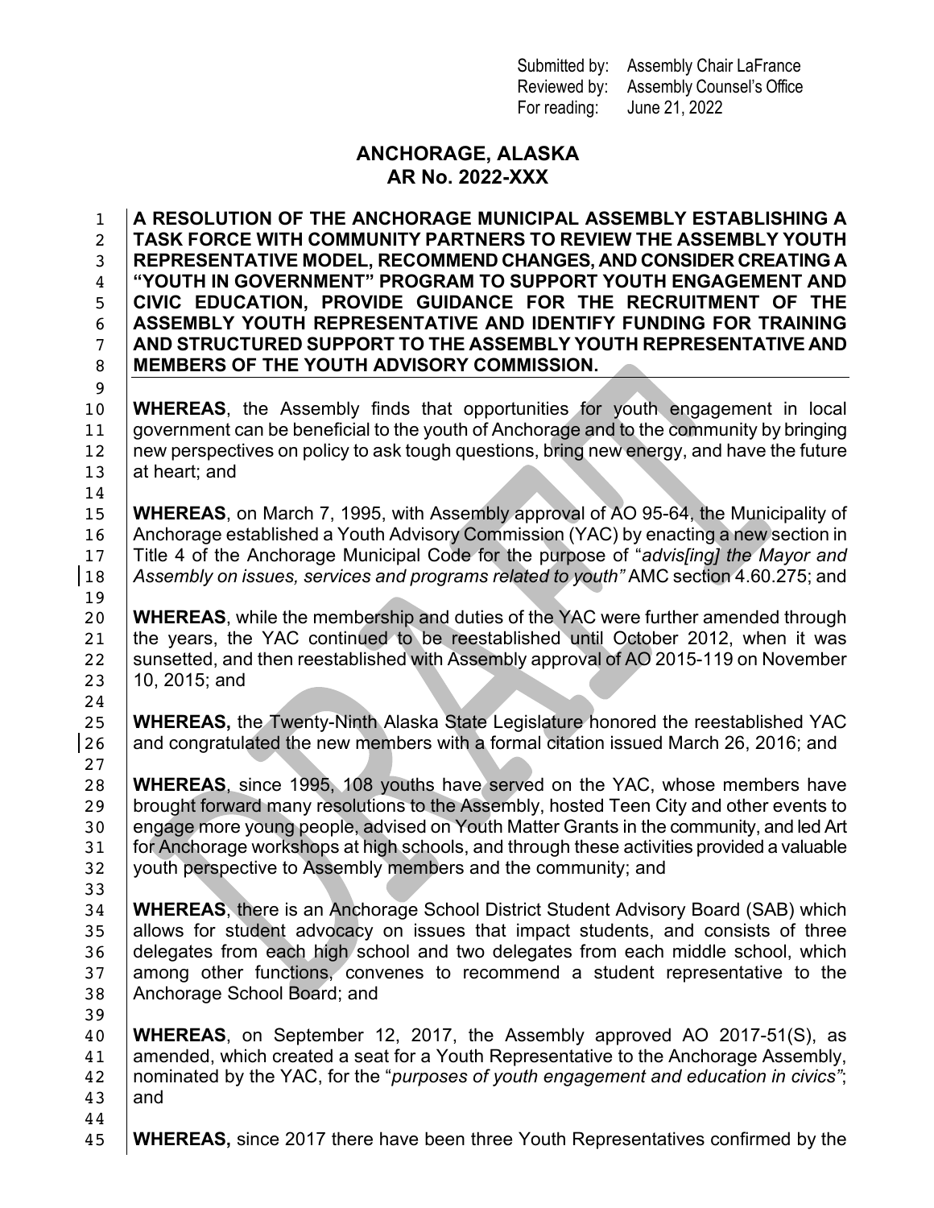Submitted by: Assembly Chair LaFrance
Reviewed by: Assembly Counsel's Office
For reading: June 21, 2022

# ANCHORAGE, ALASKA
# AR No. 2022-XXX

**A RESOLUTION OF THE ANCHORAGE MUNICIPAL ASSEMBLY ESTABLISHING A TASK FORCE WITH COMMUNITY PARTNERS TO REVIEW THE ASSEMBLY YOUTH REPRESENTATIVE MODEL, RECOMMEND CHANGES, AND CONSIDER CREATING A "YOUTH IN GOVERNMENT" PROGRAM TO SUPPORT YOUTH ENGAGEMENT AND CIVIC EDUCATION, PROVIDE GUIDANCE FOR THE RECRUITMENT OF THE ASSEMBLY YOUTH REPRESENTATIVE AND IDENTIFY FUNDING FOR TRAINING AND STRUCTURED SUPPORT TO THE ASSEMBLY YOUTH REPRESENTATIVE AND MEMBERS OF THE YOUTH ADVISORY COMMISSION.**

**WHEREAS**, the Assembly finds that opportunities for youth engagement in local government can be beneficial to the youth of Anchorage and to the community by bringing new perspectives on policy to ask tough questions, bring new energy, and have the future at heart; and

**WHEREAS**, on March 7, 1995, with Assembly approval of AO 95-64, the Municipality of Anchorage established a Youth Advisory Commission (YAC) by enacting a new section in Title 4 of the Anchorage Municipal Code for the purpose of "*advis[ing] the Mayor and Assembly on issues, services and programs related to youth"* AMC section 4.60.275; and

**WHEREAS**, while the membership and duties of the YAC were further amended through the years, the YAC continued to be reestablished until October 2012, when it was sunsetted, and then reestablished with Assembly approval of AO 2015-119 on November 10, 2015; and

**WHEREAS,** the Twenty-Ninth Alaska State Legislature honored the reestablished YAC and congratulated the new members with a formal citation issued March 26, 2016; and

**WHEREAS**, since 1995, 108 youths have served on the YAC, whose members have brought forward many resolutions to the Assembly, hosted Teen City and other events to engage more young people, advised on Youth Matter Grants in the community, and led Art for Anchorage workshops at high schools, and through these activities provided a valuable youth perspective to Assembly members and the community; and

**WHEREAS**, there is an Anchorage School District Student Advisory Board (SAB) which allows for student advocacy on issues that impact students, and consists of three delegates from each high school and two delegates from each middle school, which among other functions, convenes to recommend a student representative to the Anchorage School Board; and

**WHEREAS**, on September 12, 2017, the Assembly approved AO 2017-51(S), as amended, which created a seat for a Youth Representative to the Anchorage Assembly, nominated by the YAC, for the "*purposes of youth engagement and education in civics"*; and

**WHEREAS,** since 2017 there have been three Youth Representatives confirmed by the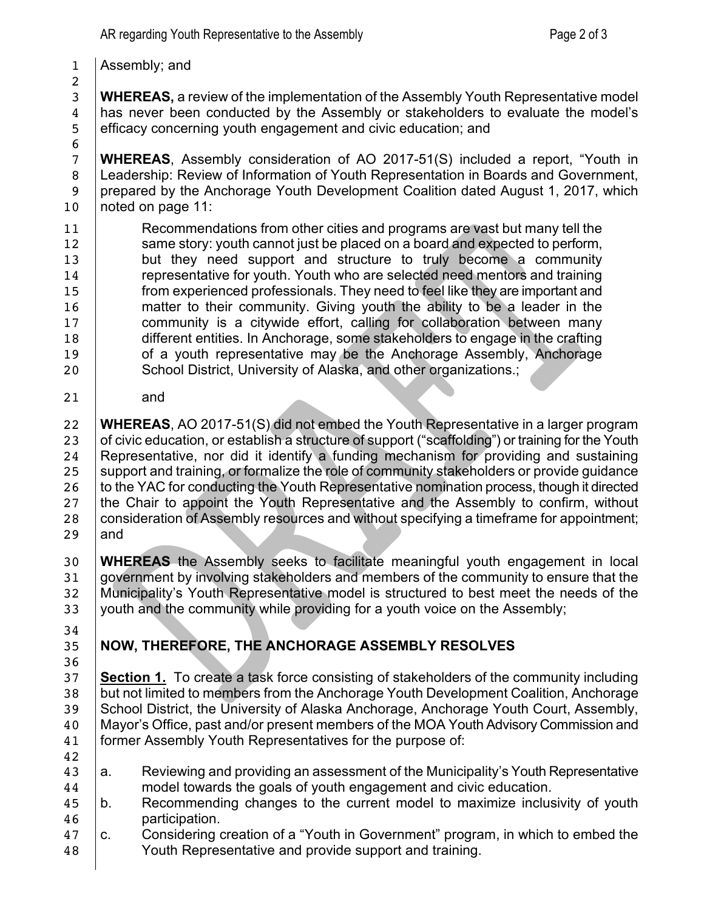Assembly; and

**WHEREAS,** a review of the implementation of the Assembly Youth Representative model has never been conducted by the Assembly or stakeholders to evaluate the model's efficacy concerning youth engagement and civic education; and

**WHEREAS**, Assembly consideration of AO 2017-51(S) included a report, "Youth in Leadership: Review of Information of Youth Representation in Boards and Government, prepared by the Anchorage Youth Development Coalition dated August 1, 2017, which noted on page 11:

> Recommendations from other cities and programs are vast but many tell the same story: youth cannot just be placed on a board and expected to perform, but they need support and structure to truly become a community representative for youth. Youth who are selected need mentors and training from experienced professionals. They need to feel like they are important and matter to their community. Giving youth the ability to be a leader in the community is a citywide effort, calling for collaboration between many different entities. In Anchorage, some stakeholders to engage in the crafting of a youth representative may be the Anchorage Assembly, Anchorage School District, University of Alaska, and other organizations.;
>
> and

**WHEREAS**, AO 2017-51(S) did not embed the Youth Representative in a larger program of civic education, or establish a structure of support ("scaffolding") or training for the Youth Representative, nor did it identify a funding mechanism for providing and sustaining support and training, or formalize the role of community stakeholders or provide guidance to the YAC for conducting the Youth Representative nomination process, though it directed the Chair to appoint the Youth Representative and the Assembly to confirm, without consideration of Assembly resources and without specifying a timeframe for appointment; and

**WHEREAS** the Assembly seeks to facilitate meaningful youth engagement in local government by involving stakeholders and members of the community to ensure that the Municipality's Youth Representative model is structured to best meet the needs of the youth and the community while providing for a youth voice on the Assembly;

**NOW, THEREFORE, THE ANCHORAGE ASSEMBLY RESOLVES**

**Section 1.** To create a task force consisting of stakeholders of the community including but not limited to members from the Anchorage Youth Development Coalition, Anchorage School District, the University of Alaska Anchorage, Anchorage Youth Court, Assembly, Mayor's Office, past and/or present members of the MOA Youth Advisory Commission and former Assembly Youth Representatives for the purpose of:

a. Reviewing and providing an assessment of the Municipality's Youth Representative model towards the goals of youth engagement and civic education.

b. Recommending changes to the current model to maximize inclusivity of youth participation.

c. Considering creation of a "Youth in Government" program, in which to embed the Youth Representative and provide support and training.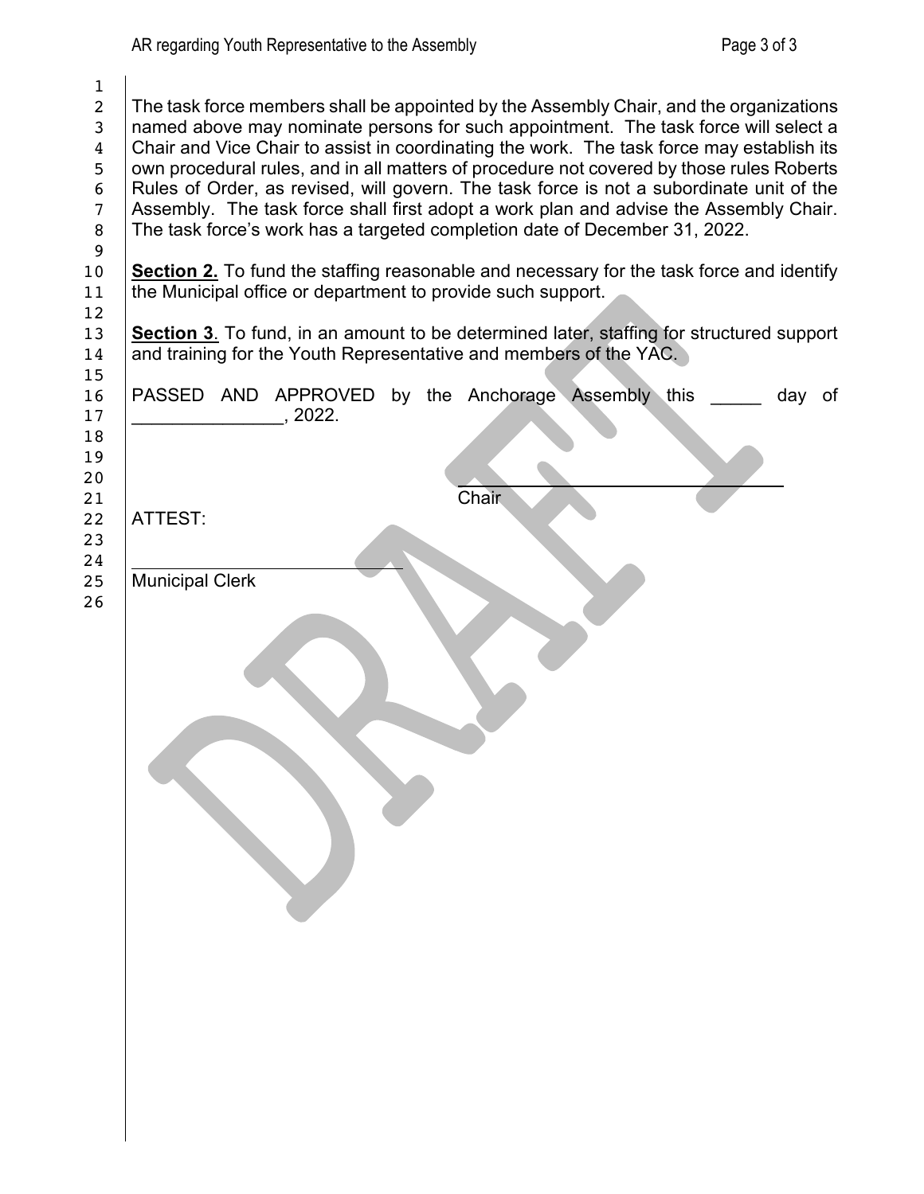The task force members shall be appointed by the Assembly Chair, and the organizations named above may nominate persons for such appointment. The task force will select a Chair and Vice Chair to assist in coordinating the work. The task force may establish its own procedural rules, and in all matters of procedure not covered by those rules Roberts Rules of Order, as revised, will govern. The task force is not a subordinate unit of the Assembly. The task force shall first adopt a work plan and advise the Assembly Chair. The task force's work has a targeted completion date of December 31, 2022.

**Section 2.** To fund the staffing reasonable and necessary for the task force and identify the Municipal office or department to provide such support.

**Section 3**. To fund, in an amount to be determined later, staffing for structured support and training for the Youth Representative and members of the YAC.

PASSED AND APPROVED by the Anchorage Assembly this _____ day of _______________, 2022.

\_\_\_\_\_\_\_\_\_\_\_\_\_\_\_\_\_\_\_\_\_\_\_\_\_\_\_\_\_\_\_\_\_\_
Chair

ATTEST:

\_\_\_\_\_\_\_\_\_\_\_\_\_\_\_\_\_\_\_\_\_\_\_\_\_\_\_\_
Municipal Clerk